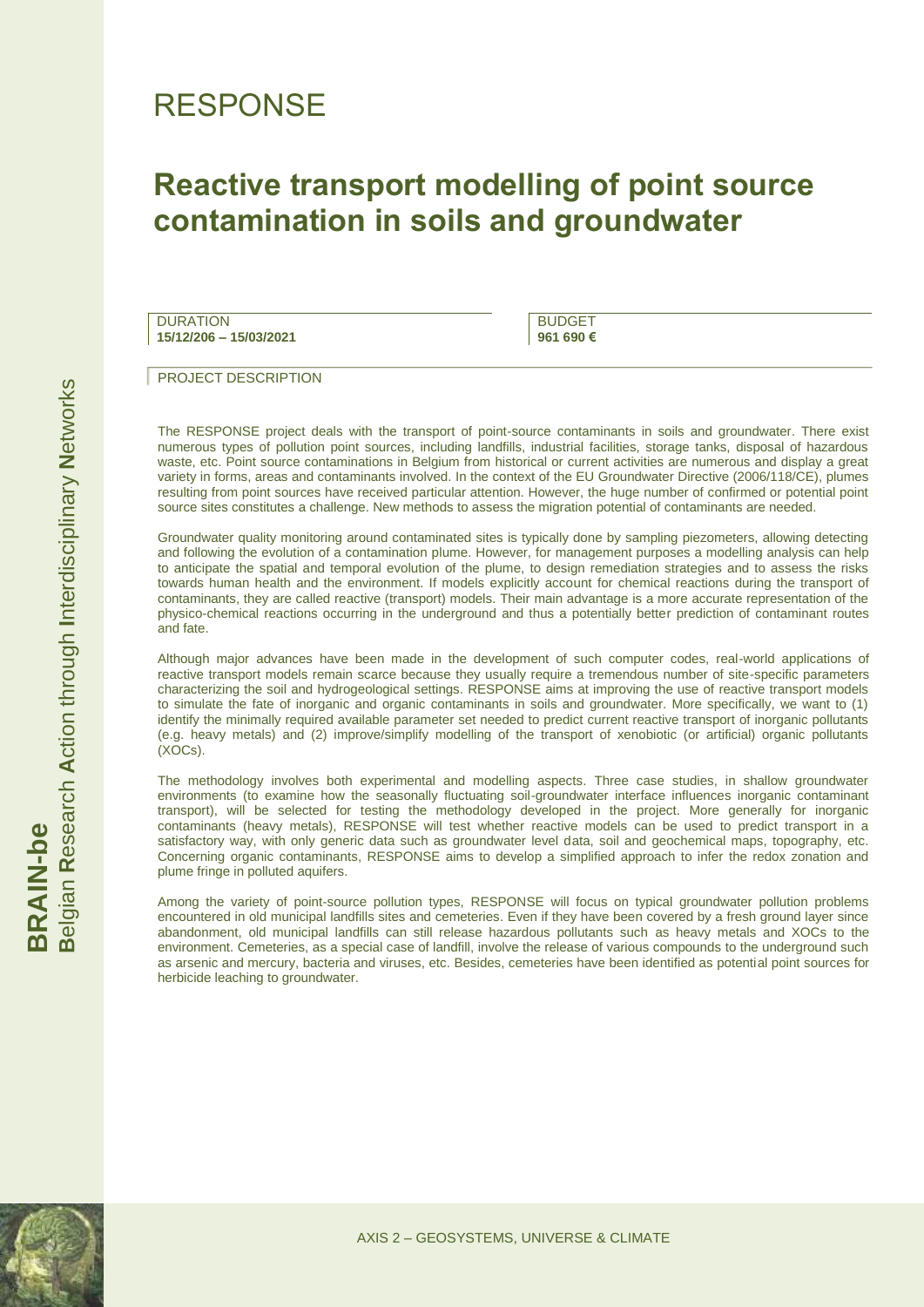# RESPONSE

## Reactive transport modelling of point source contamination in soils and groundwater

| DURATION | BUDGET |
| --- | --- |
| **15/12/206 – 15/03/2021** | **961 690 €** |

### PROJECT DESCRIPTION

The RESPONSE project deals with the transport of point-source contaminants in soils and groundwater. There exist numerous types of pollution point sources, including landfills, industrial facilities, storage tanks, disposal of hazardous waste, etc. Point source contaminations in Belgium from historical or current activities are numerous and display a great variety in forms, areas and contaminants involved. In the context of the EU Groundwater Directive (2006/118/CE), plumes resulting from point sources have received particular attention. However, the huge number of confirmed or potential point source sites constitutes a challenge. New methods to assess the migration potential of contaminants are needed.

Groundwater quality monitoring around contaminated sites is typically done by sampling piezometers, allowing detecting and following the evolution of a contamination plume. However, for management purposes a modelling analysis can help to anticipate the spatial and temporal evolution of the plume, to design remediation strategies and to assess the risks towards human health and the environment. If models explicitly account for chemical reactions during the transport of contaminants, they are called reactive (transport) models. Their main advantage is a more accurate representation of the physico-chemical reactions occurring in the underground and thus a potentially better prediction of contaminant routes and fate.

Although major advances have been made in the development of such computer codes, real-world applications of reactive transport models remain scarce because they usually require a tremendous number of site-specific parameters characterizing the soil and hydrogeological settings. RESPONSE aims at improving the use of reactive transport models to simulate the fate of inorganic and organic contaminants in soils and groundwater. More specifically, we want to (1) identify the minimally required available parameter set needed to predict current reactive transport of inorganic pollutants (e.g. heavy metals) and (2) improve/simplify modelling of the transport of xenobiotic (or artificial) organic pollutants (XOCs).

The methodology involves both experimental and modelling aspects. Three case studies, in shallow groundwater environments (to examine how the seasonally fluctuating soil-groundwater interface influences inorganic contaminant transport), will be selected for testing the methodology developed in the project. More generally for inorganic contaminants (heavy metals), RESPONSE will test whether reactive models can be used to predict transport in a satisfactory way, with only generic data such as groundwater level data, soil and geochemical maps, topography, etc. Concerning organic contaminants, RESPONSE aims to develop a simplified approach to infer the redox zonation and plume fringe in polluted aquifers.

Among the variety of point-source pollution types, RESPONSE will focus on typical groundwater pollution problems encountered in old municipal landfills sites and cemeteries. Even if they have been covered by a fresh ground layer since abandonment, old municipal landfills can still release hazardous pollutants such as heavy metals and XOCs to the environment. Cemeteries, as a special case of landfill, involve the release of various compounds to the underground such as arsenic and mercury, bacteria and viruses, etc. Besides, cemeteries have been identified as potential point sources for herbicide leaching to groundwater.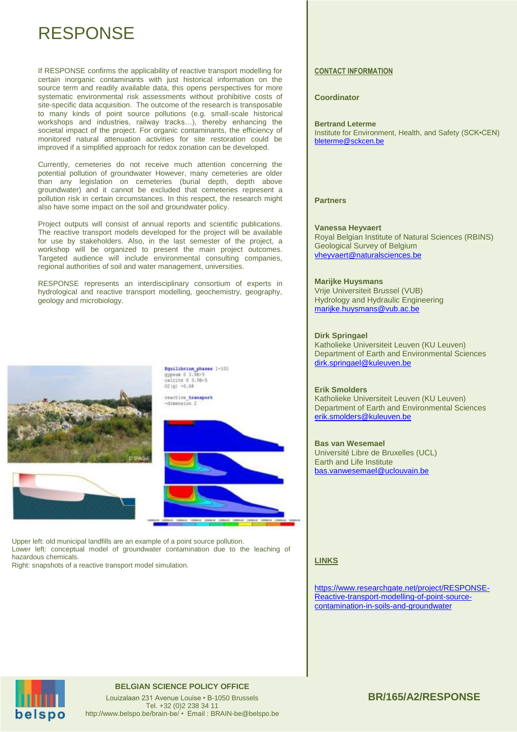# RESPONSE

If RESPONSE confirms the applicability of reactive transport modelling for certain inorganic contaminants with just historical information on the source term and readily available data, this opens perspectives for more systematic environmental risk assessments without prohibitive costs of site-specific data acquisition. The outcome of the research is transposable to many kinds of point source pollutions (e.g. small-scale historical workshops and industries, railway tracks…), thereby enhancing the societal impact of the project. For organic contaminants, the efficiency of monitored natural attenuation activities for site restoration could be improved if a simplified approach for redox zonation can be developed.

Currently, cemeteries do not receive much attention concerning the potential pollution of groundwater However, many cemeteries are older than any legislation on cemeteries (burial depth, depth above groundwater) and it cannot be excluded that cemeteries represent a pollution risk in certain circumstances. In this respect, the research might also have some impact on the soil and groundwater policy.

Project outputs will consist of annual reports and scientific publications. The reactive transport models developed for the project will be available for use by stakeholders. Also, in the last semester of the project, a workshop will be organized to present the main project outcomes. Targeted audience will include environmental consulting companies, regional authorities of soil and water management, universities.

RESPONSE represents an interdisciplinary consortium of experts in hydrological and reactive transport modelling, geochemistry, geography, geology and microbiology.

Upper left: old municipal landfills are an example of a point source pollution.
Lower left: conceptual model of groundwater contamination due to the leaching of hazardous chemicals.
Right: snapshots of a reactive transport model simulation.

**CONTACT INFORMATION**

**Coordinator**

**Bertrand Leterme**
Institute for Environment, Health, and Safety (SCK•CEN)
bleterme@sckcen.be

**Partners**

**Vanessa Heyvaert**
Royal Belgian Institute of Natural Sciences (RBINS)
Geological Survey of Belgium
vheyvaert@naturalsciences.be

**Marijke Huysmans**
Vrije Universiteit Brussel (VUB)
Hydrology and Hydraulic Engineering
marijke.huysmans@vub.ac.be

**Dirk Springael**
Katholieke Universiteit Leuven (KU Leuven)
Department of Earth and Environmental Sciences
dirk.springael@kuleuven.be

**Erik Smolders**
Katholieke Universiteit Leuven (KU Leuven)
Department of Earth and Environmental Sciences
erik.smolders@kuleuven.be

**Bas van Wesemael**
Université Libre de Bruxelles (UCL)
Earth and Life Institute
bas.vanwesemael@uclouvain.be

**LINKS**

https://www.researchgate.net/project/RESPONSE-Reactive-transport-modelling-of-point-source-contamination-in-soils-and-groundwater

**BELGIAN SCIENCE POLICY OFFICE**
Louizalaan 231 Avenue Louise • B-1050 Brussels
Tel. +32 (0)2 238 34 11
http://www.belspo.be/brain-be/ • Email : BRAIN-be@belspo.be

**BR/165/A2/RESPONSE**